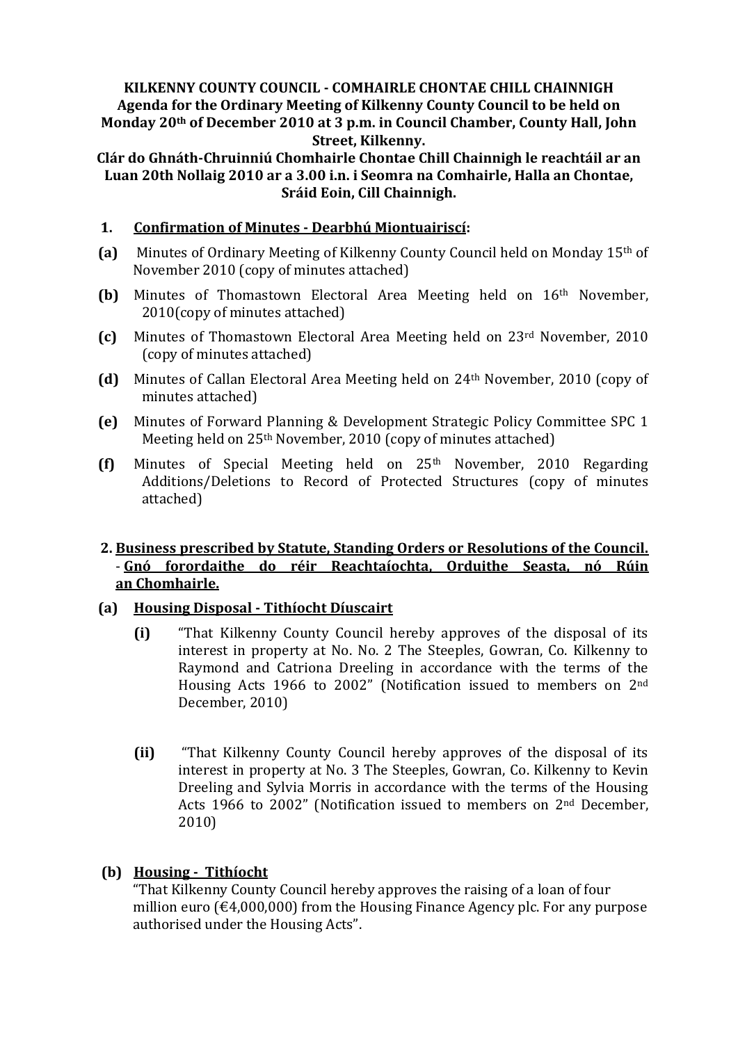**KILKENNY COUNTY COUNCIL - COMHAIRLE CHONTAE CHILL CHAINNIGH**
**Agenda for the Ordinary Meeting of Kilkenny County Council to be held on Monday 20th of December 2010 at 3 p.m. in Council Chamber, County Hall, John Street, Kilkenny.**
**Clár do Ghnáth-Chruinniú Chomhairle Chontae Chill Chainnigh le reachtáil ar an Luan 20th Nollaig 2010 ar a 3.00 i.n. i Seomra na Comhairle, Halla an Chontae, Sráid Eoin, Cill Chainnigh.**

## 1. Confirmation of Minutes - Dearbhú Miontuairiscí:

**(a)** Minutes of Ordinary Meeting of Kilkenny County Council held on Monday 15th of November 2010 (copy of minutes attached)

**(b)** Minutes of Thomastown Electoral Area Meeting held on 16th November, 2010(copy of minutes attached)

**(c)** Minutes of Thomastown Electoral Area Meeting held on 23rd November, 2010 (copy of minutes attached)

**(d)** Minutes of Callan Electoral Area Meeting held on 24th November, 2010 (copy of minutes attached)

**(e)** Minutes of Forward Planning & Development Strategic Policy Committee SPC 1 Meeting held on 25th November, 2010 (copy of minutes attached)

**(f)** Minutes of Special Meeting held on 25th November, 2010 Regarding Additions/Deletions to Record of Protected Structures (copy of minutes attached)

## 2. Business prescribed by Statute, Standing Orders or Resolutions of the Council. - Gnó forordaithe do réir Reachtaíochta, Orduithe Seasta, nó Rúin an Chomhairle.

### (a) Housing Disposal - Tithíocht Díuscairt

**(i)** "That Kilkenny County Council hereby approves of the disposal of its interest in property at No. No. 2 The Steeples, Gowran, Co. Kilkenny to Raymond and Catriona Dreeling in accordance with the terms of the Housing Acts 1966 to 2002" (Notification issued to members on 2nd December, 2010)

**(ii)** "That Kilkenny County Council hereby approves of the disposal of its interest in property at No. 3 The Steeples, Gowran, Co. Kilkenny to Kevin Dreeling and Sylvia Morris in accordance with the terms of the Housing Acts 1966 to 2002" (Notification issued to members on 2nd December, 2010)

### (b) Housing - Tithíocht

"That Kilkenny County Council hereby approves the raising of a loan of four million euro (€4,000,000) from the Housing Finance Agency plc. For any purpose authorised under the Housing Acts".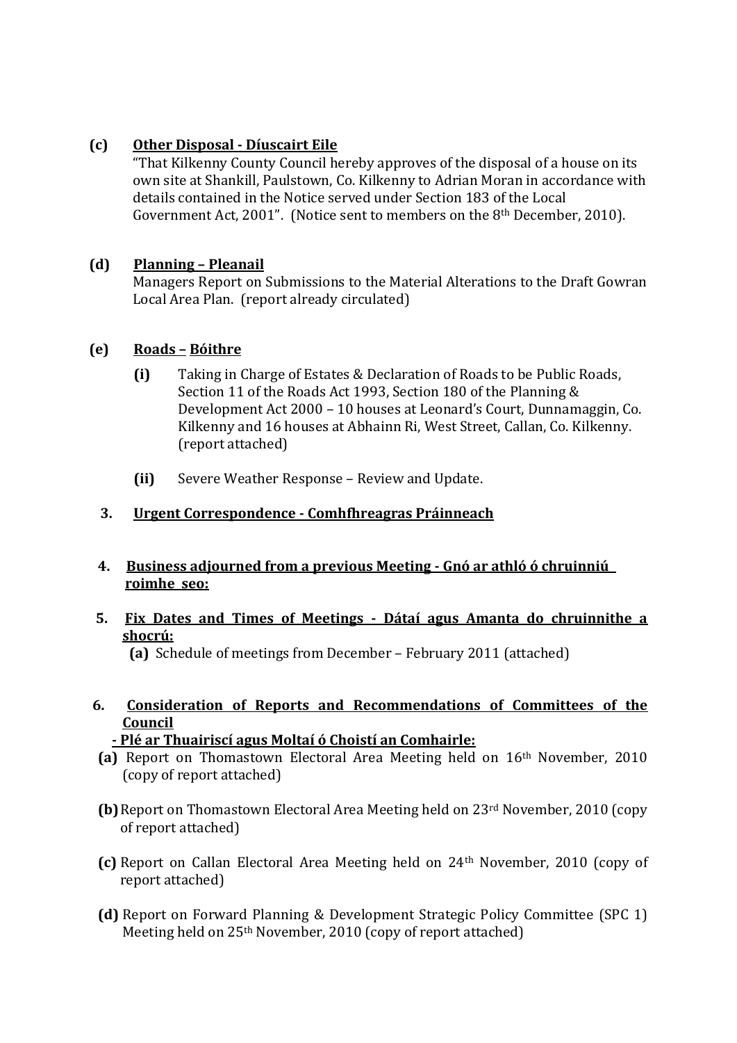**(c) Other Disposal - Díuscairt Eile**

"That Kilkenny County Council hereby approves of the disposal of a house on its own site at Shankill, Paulstown, Co. Kilkenny to Adrian Moran in accordance with details contained in the Notice served under Section 183 of the Local Government Act, 2001". (Notice sent to members on the 8th December, 2010).

**(d) Planning – Pleanail**

Managers Report on Submissions to the Material Alterations to the Draft Gowran Local Area Plan. (report already circulated)

**(e) Roads – Bóithre**

- **(i)** Taking in Charge of Estates & Declaration of Roads to be Public Roads, Section 11 of the Roads Act 1993, Section 180 of the Planning & Development Act 2000 – 10 houses at Leonard's Court, Dunnamaggin, Co. Kilkenny and 16 houses at Abhainn Ri, West Street, Callan, Co. Kilkenny. (report attached)
- **(ii)** Severe Weather Response – Review and Update.

**3. Urgent Correspondence - Comhfhreagras Práinneach**

**4. Business adjourned from a previous Meeting - Gnó ar athló ó chruinniú roimhe seo:**

**5. Fix Dates and Times of Meetings - Dátaí agus Amanta do chruinnithe a shocrú:**

**(a)** Schedule of meetings from December – February 2011 (attached)

**6. Consideration of Reports and Recommendations of Committees of the Council - Plé ar Thuairiscí agus Moltaí ó Choistí an Comhairle:**

- **(a)** Report on Thomastown Electoral Area Meeting held on 16th November, 2010 (copy of report attached)
- **(b)** Report on Thomastown Electoral Area Meeting held on 23rd November, 2010 (copy of report attached)
- **(c)** Report on Callan Electoral Area Meeting held on 24th November, 2010 (copy of report attached)
- **(d)** Report on Forward Planning & Development Strategic Policy Committee (SPC 1) Meeting held on 25th November, 2010 (copy of report attached)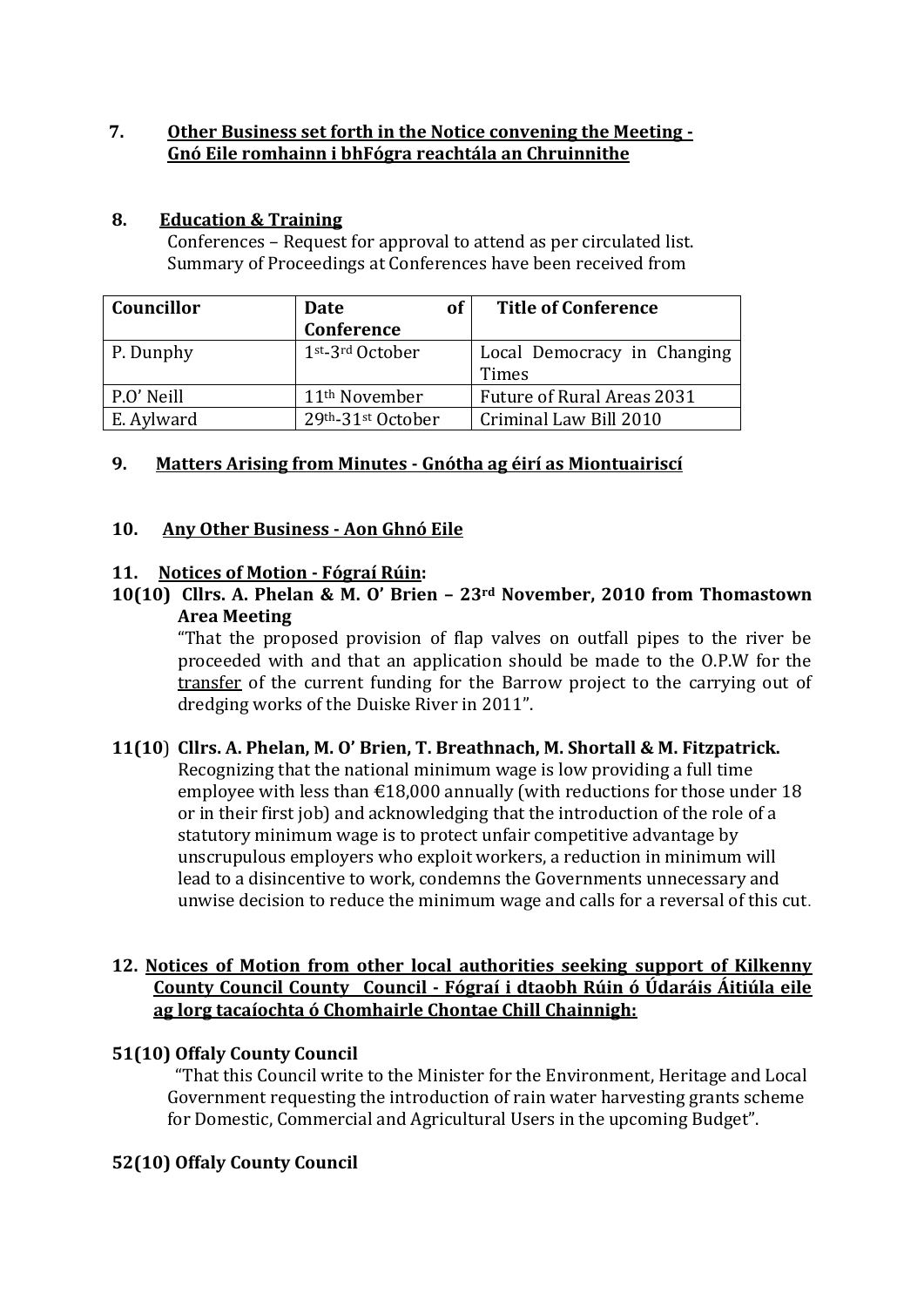## 7. Other Business set forth in the Notice convening the Meeting - Gnó Eile romhainn i bhFógra reachtála an Chruinnithe

## 8. Education & Training

Conferences – Request for approval to attend as per circulated list.
Summary of Proceedings at Conferences have been received from

| Councillor | Date of Conference | Title of Conference |
|---|---|---|
| P. Dunphy | 1st-3rd October | Local Democracy in Changing Times |
| P.O' Neill | 11th November | Future of Rural Areas 2031 |
| E. Aylward | 29th-31st October | Criminal Law Bill 2010 |

## 9. Matters Arising from Minutes - Gnótha ag éirí as Miontuairiscí

## 10. Any Other Business - Aon Ghnó Eile

## 11. Notices of Motion - Fógraí Rúin:

**10(10) Cllrs. A. Phelan & M. O' Brien – 23rd November, 2010 from Thomastown Area Meeting**

"That the proposed provision of flap valves on outfall pipes to the river be proceeded with and that an application should be made to the O.P.W for the transfer of the current funding for the Barrow project to the carrying out of dredging works of the Duiske River in 2011".

**11(10) Cllrs. A. Phelan, M. O' Brien, T. Breathnach, M. Shortall & M. Fitzpatrick.**

Recognizing that the national minimum wage is low providing a full time employee with less than €18,000 annually (with reductions for those under 18 or in their first job) and acknowledging that the introduction of the role of a statutory minimum wage is to protect unfair competitive advantage by unscrupulous employers who exploit workers, a reduction in minimum will lead to a disincentive to work, condemns the Governments unnecessary and unwise decision to reduce the minimum wage and calls for a reversal of this cut.

## 12. Notices of Motion from other local authorities seeking support of Kilkenny County Council County Council - Fógraí i dtaobh Rúin ó Údaráis Áitiúla eile ag lorg tacaíochta ó Chomhairle Chontae Chill Chainnigh:

**51(10) Offaly County Council**

"That this Council write to the Minister for the Environment, Heritage and Local Government requesting the introduction of rain water harvesting grants scheme for Domestic, Commercial and Agricultural Users in the upcoming Budget".

**52(10) Offaly County Council**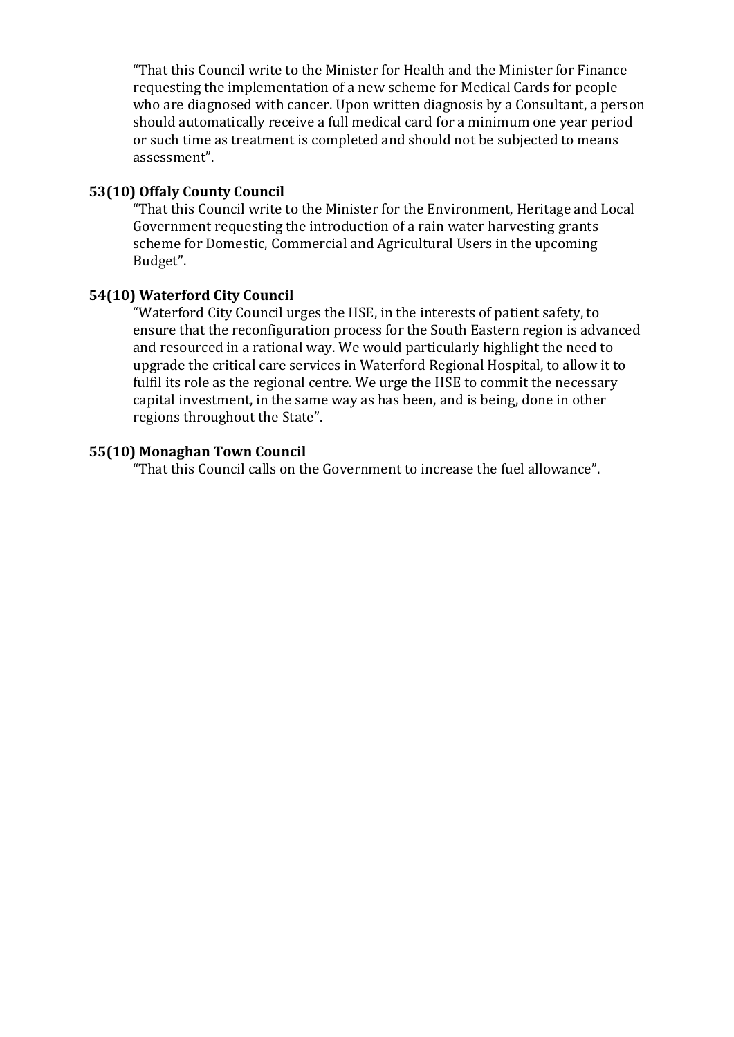"That this Council write to the Minister for Health and the Minister for Finance requesting the implementation of a new scheme for Medical Cards for people who are diagnosed with cancer. Upon written diagnosis by a Consultant, a person should automatically receive a full medical card for a minimum one year period or such time as treatment is completed and should not be subjected to means assessment".

**53(10) Offaly County Council**

"That this Council write to the Minister for the Environment, Heritage and Local Government requesting the introduction of a rain water harvesting grants scheme for Domestic, Commercial and Agricultural Users in the upcoming Budget".

**54(10) Waterford City Council**

"Waterford City Council urges the HSE, in the interests of patient safety, to ensure that the reconfiguration process for the South Eastern region is advanced and resourced in a rational way. We would particularly highlight the need to upgrade the critical care services in Waterford Regional Hospital, to allow it to fulfil its role as the regional centre. We urge the HSE to commit the necessary capital investment, in the same way as has been, and is being, done in other regions throughout the State".

**55(10) Monaghan Town Council**

"That this Council calls on the Government to increase the fuel allowance".